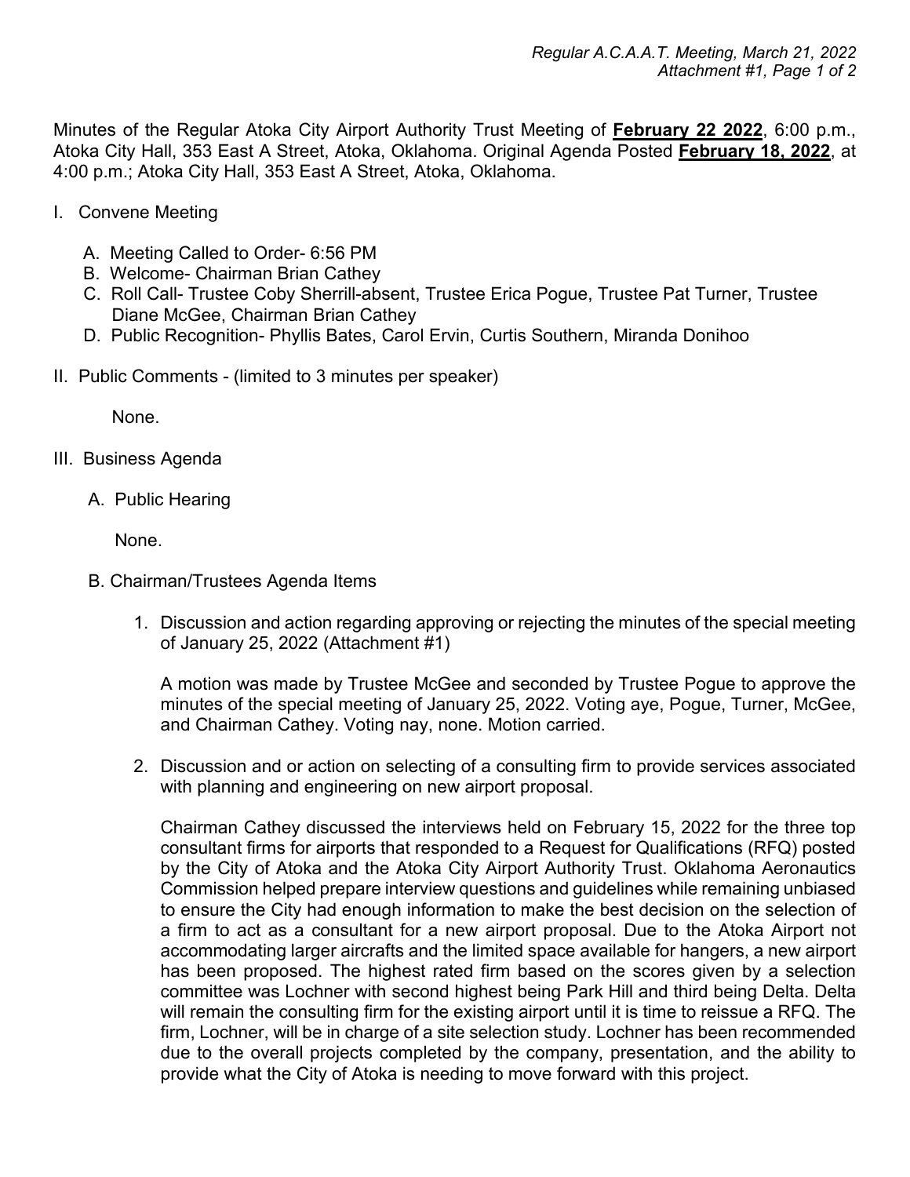Minutes of the Regular Atoka City Airport Authority Trust Meeting of **February 22 2022**, 6:00 p.m., Atoka City Hall, 353 East A Street, Atoka, Oklahoma. Original Agenda Posted **February 18, 2022**, at 4:00 p.m.; Atoka City Hall, 353 East A Street, Atoka, Oklahoma.

I. Convene Meeting

   A. Meeting Called to Order- 6:56 PM
   B. Welcome- Chairman Brian Cathey
   C. Roll Call- Trustee Coby Sherrill-absent, Trustee Erica Pogue, Trustee Pat Turner, Trustee Diane McGee, Chairman Brian Cathey
   D. Public Recognition- Phyllis Bates, Carol Ervin, Curtis Southern, Miranda Donihoo

II. Public Comments - (limited to 3 minutes per speaker)

   None.

III. Business Agenda

   A. Public Hearing

   None.

   B. Chairman/Trustees Agenda Items

   1. Discussion and action regarding approving or rejecting the minutes of the special meeting of January 25, 2022 (Attachment #1)

      A motion was made by Trustee McGee and seconded by Trustee Pogue to approve the minutes of the special meeting of January 25, 2022. Voting aye, Pogue, Turner, McGee, and Chairman Cathey. Voting nay, none. Motion carried.

   2. Discussion and or action on selecting of a consulting firm to provide services associated with planning and engineering on new airport proposal.

      Chairman Cathey discussed the interviews held on February 15, 2022 for the three top consultant firms for airports that responded to a Request for Qualifications (RFQ) posted by the City of Atoka and the Atoka City Airport Authority Trust. Oklahoma Aeronautics Commission helped prepare interview questions and guidelines while remaining unbiased to ensure the City had enough information to make the best decision on the selection of a firm to act as a consultant for a new airport proposal. Due to the Atoka Airport not accommodating larger aircrafts and the limited space available for hangers, a new airport has been proposed. The highest rated firm based on the scores given by a selection committee was Lochner with second highest being Park Hill and third being Delta. Delta will remain the consulting firm for the existing airport until it is time to reissue a RFQ. The firm, Lochner, will be in charge of a site selection study. Lochner has been recommended due to the overall projects completed by the company, presentation, and the ability to provide what the City of Atoka is needing to move forward with this project.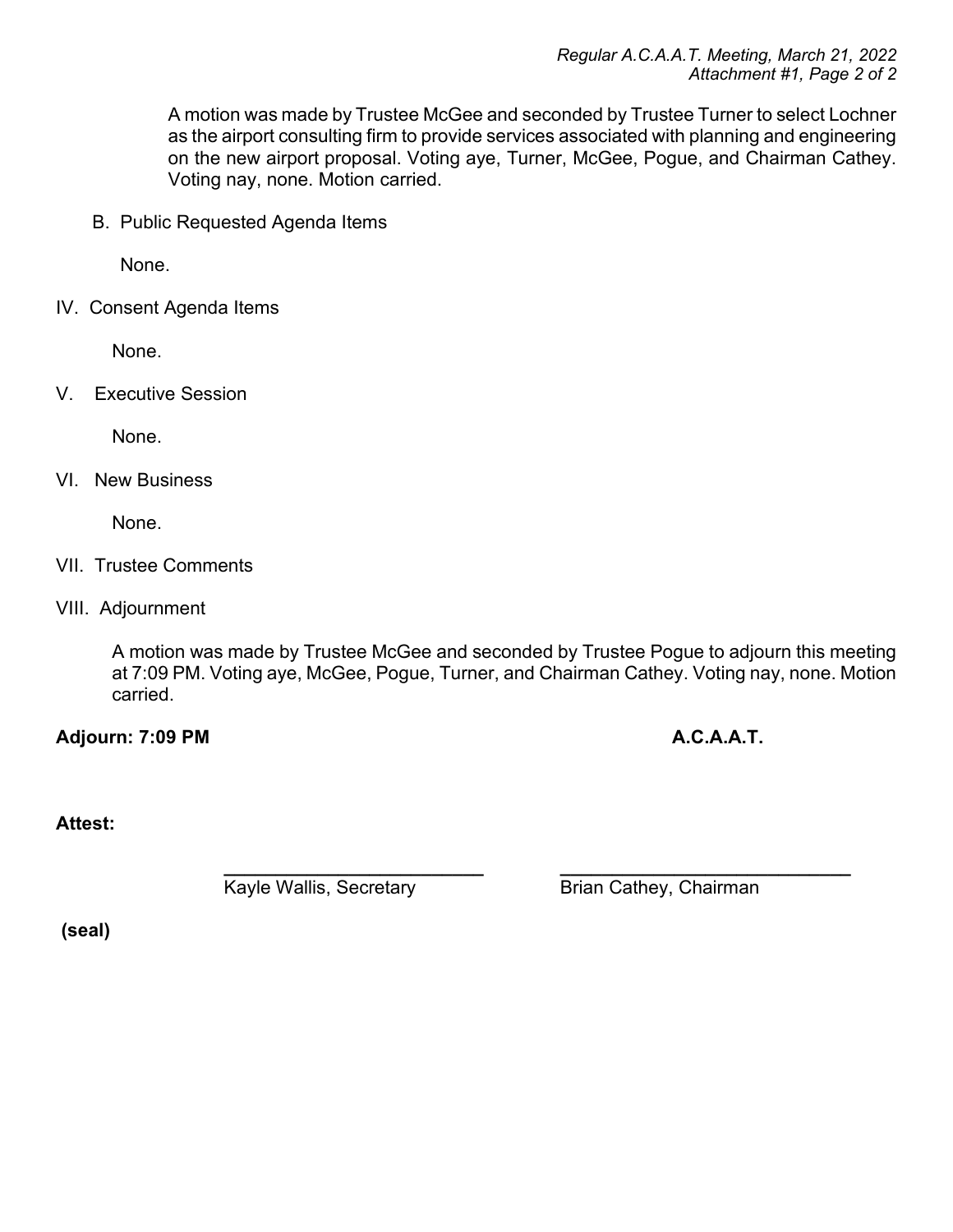A motion was made by Trustee McGee and seconded by Trustee Turner to select Lochner as the airport consulting firm to provide services associated with planning and engineering on the new airport proposal. Voting aye, Turner, McGee, Pogue, and Chairman Cathey. Voting nay, none. Motion carried.

B. Public Requested Agenda Items

None.

IV. Consent Agenda Items

None.

V. Executive Session

None.

VI. New Business

None.

VII. Trustee Comments

VIII. Adjournment

A motion was made by Trustee McGee and seconded by Trustee Pogue to adjourn this meeting at 7:09 PM. Voting aye, McGee, Pogue, Turner, and Chairman Cathey. Voting nay, none. Motion carried.

**Adjourn: 7:09 PM** **A.C.A.A.T.**

**Attest:**

\_\_\_\_\_\_\_\_\_\_\_\_\_\_\_\_\_\_\_\_\_\_\_\_\_\_
Kayle Wallis, Secretary

\_\_\_\_\_\_\_\_\_\_\_\_\_\_\_\_\_\_\_\_\_\_\_\_\_\_\_\_\_\_
Brian Cathey, Chairman

**(seal)**